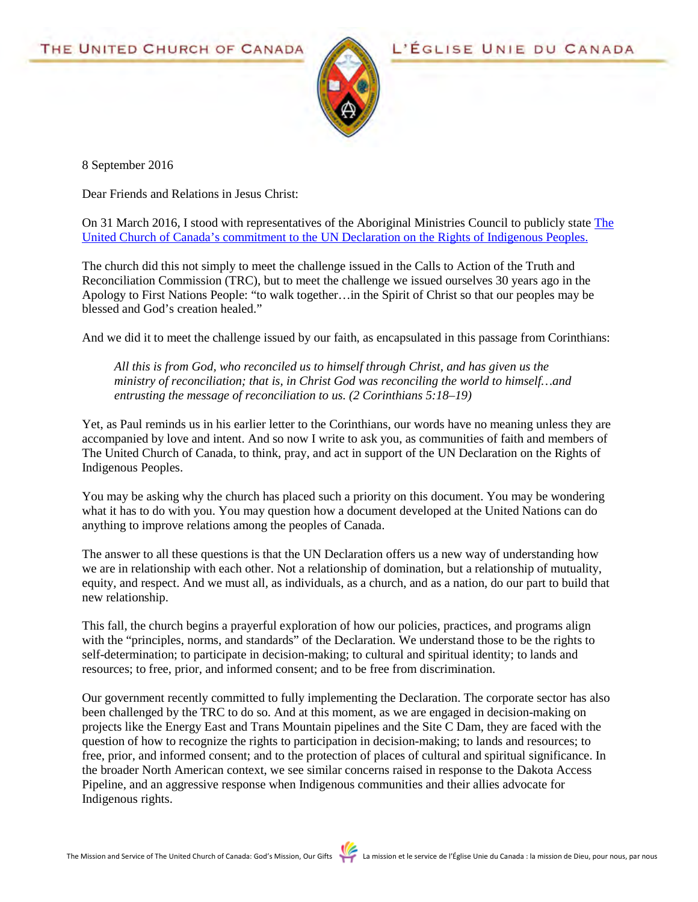THE UNITED CHURCH OF CANADA — L'ÉGLISE UNIE DU CANADA

8 September 2016

Dear Friends and Relations in Jesus Christ:

On 31 March 2016, I stood with representatives of the Aboriginal Ministries Council to publicly state The United Church of Canada's commitment to the UN Declaration on the Rights of Indigenous Peoples.

The church did this not simply to meet the challenge issued in the Calls to Action of the Truth and Reconciliation Commission (TRC), but to meet the challenge we issued ourselves 30 years ago in the Apology to First Nations People: "to walk together…in the Spirit of Christ so that our peoples may be blessed and God's creation healed."

And we did it to meet the challenge issued by our faith, as encapsulated in this passage from Corinthians:

> *All this is from God, who reconciled us to himself through Christ, and has given us the ministry of reconciliation; that is, in Christ God was reconciling the world to himself…and entrusting the message of reconciliation to us. (2 Corinthians 5:18–19)*

Yet, as Paul reminds us in his earlier letter to the Corinthians, our words have no meaning unless they are accompanied by love and intent. And so now I write to ask you, as communities of faith and members of The United Church of Canada, to think, pray, and act in support of the UN Declaration on the Rights of Indigenous Peoples.

You may be asking why the church has placed such a priority on this document. You may be wondering what it has to do with you. You may question how a document developed at the United Nations can do anything to improve relations among the peoples of Canada.

The answer to all these questions is that the UN Declaration offers us a new way of understanding how we are in relationship with each other. Not a relationship of domination, but a relationship of mutuality, equity, and respect. And we must all, as individuals, as a church, and as a nation, do our part to build that new relationship.

This fall, the church begins a prayerful exploration of how our policies, practices, and programs align with the "principles, norms, and standards" of the Declaration. We understand those to be the rights to self-determination; to participate in decision-making; to cultural and spiritual identity; to lands and resources; to free, prior, and informed consent; and to be free from discrimination.

Our government recently committed to fully implementing the Declaration. The corporate sector has also been challenged by the TRC to do so. And at this moment, as we are engaged in decision-making on projects like the Energy East and Trans Mountain pipelines and the Site C Dam, they are faced with the question of how to recognize the rights to participation in decision-making; to lands and resources; to free, prior, and informed consent; and to the protection of places of cultural and spiritual significance. In the broader North American context, we see similar concerns raised in response to the Dakota Access Pipeline, and an aggressive response when Indigenous communities and their allies advocate for Indigenous rights.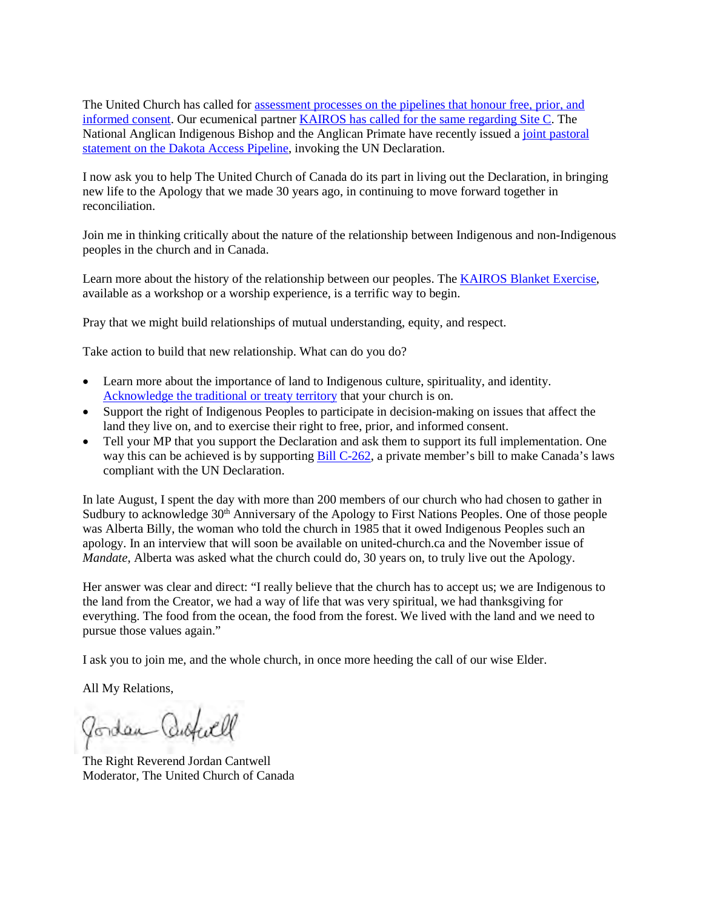The United Church has called for assessment processes on the pipelines that honour free, prior, and informed consent. Our ecumenical partner KAIROS has called for the same regarding Site C. The National Anglican Indigenous Bishop and the Anglican Primate have recently issued a joint pastoral statement on the Dakota Access Pipeline, invoking the UN Declaration.

I now ask you to help The United Church of Canada do its part in living out the Declaration, in bringing new life to the Apology that we made 30 years ago, in continuing to move forward together in reconciliation.

Join me in thinking critically about the nature of the relationship between Indigenous and non-Indigenous peoples in the church and in Canada.

Learn more about the history of the relationship between our peoples. The KAIROS Blanket Exercise, available as a workshop or a worship experience, is a terrific way to begin.

Pray that we might build relationships of mutual understanding, equity, and respect.

Take action to build that new relationship. What can do you do?

- Learn more about the importance of land to Indigenous culture, spirituality, and identity. Acknowledge the traditional or treaty territory that your church is on.
- Support the right of Indigenous Peoples to participate in decision-making on issues that affect the land they live on, and to exercise their right to free, prior, and informed consent.
- Tell your MP that you support the Declaration and ask them to support its full implementation. One way this can be achieved is by supporting Bill C-262, a private member's bill to make Canada's laws compliant with the UN Declaration.

In late August, I spent the day with more than 200 members of our church who had chosen to gather in Sudbury to acknowledge 30th Anniversary of the Apology to First Nations Peoples. One of those people was Alberta Billy, the woman who told the church in 1985 that it owed Indigenous Peoples such an apology. In an interview that will soon be available on united-church.ca and the November issue of *Mandate*, Alberta was asked what the church could do, 30 years on, to truly live out the Apology.

Her answer was clear and direct: "I really believe that the church has to accept us; we are Indigenous to the land from the Creator, we had a way of life that was very spiritual, we had thanksgiving for everything. The food from the ocean, the food from the forest. We lived with the land and we need to pursue those values again."

I ask you to join me, and the whole church, in once more heeding the call of our wise Elder.

All My Relations,

Jordan Cantwell

The Right Reverend Jordan Cantwell
Moderator, The United Church of Canada